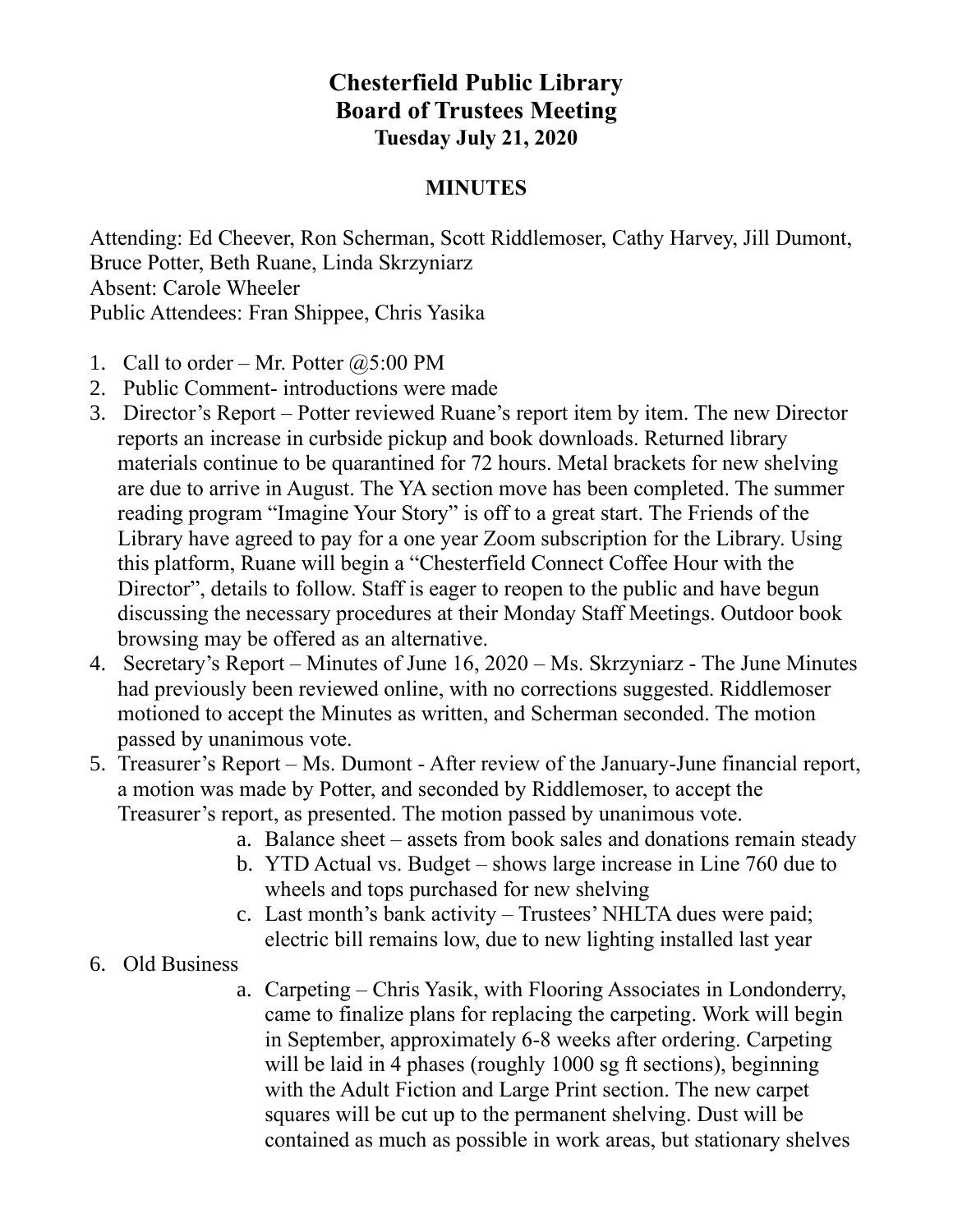# Chesterfield Public Library
# Board of Trustees Meeting
### Tuesday July 21, 2020

## MINUTES

Attending: Ed Cheever, Ron Scherman, Scott Riddlemoser, Cathy Harvey, Jill Dumont, Bruce Potter, Beth Ruane, Linda Skrzyniarz
Absent: Carole Wheeler
Public Attendees: Fran Shippee, Chris Yasika

1. Call to order – Mr. Potter @5:00 PM
2. Public Comment- introductions were made
3. Director's Report – Potter reviewed Ruane's report item by item. The new Director reports an increase in curbside pickup and book downloads. Returned library materials continue to be quarantined for 72 hours. Metal brackets for new shelving are due to arrive in August. The YA section move has been completed. The summer reading program "Imagine Your Story" is off to a great start. The Friends of the Library have agreed to pay for a one year Zoom subscription for the Library. Using this platform, Ruane will begin a "Chesterfield Connect Coffee Hour with the Director", details to follow. Staff is eager to reopen to the public and have begun discussing the necessary procedures at their Monday Staff Meetings. Outdoor book browsing may be offered as an alternative.
4. Secretary's Report – Minutes of June 16, 2020 – Ms. Skrzyniarz - The June Minutes had previously been reviewed online, with no corrections suggested. Riddlemoser motioned to accept the Minutes as written, and Scherman seconded. The motion passed by unanimous vote.
5. Treasurer's Report – Ms. Dumont - After review of the January-June financial report, a motion was made by Potter, and seconded by Riddlemoser, to accept the Treasurer's report, as presented. The motion passed by unanimous vote.
   a. Balance sheet – assets from book sales and donations remain steady
   b. YTD Actual vs. Budget – shows large increase in Line 760 due to wheels and tops purchased for new shelving
   c. Last month's bank activity – Trustees' NHLTA dues were paid; electric bill remains low, due to new lighting installed last year
6. Old Business
   a. Carpeting – Chris Yasik, with Flooring Associates in Londonderry, came to finalize plans for replacing the carpeting. Work will begin in September, approximately 6-8 weeks after ordering. Carpeting will be laid in 4 phases (roughly 1000 sg ft sections), beginning with the Adult Fiction and Large Print section. The new carpet squares will be cut up to the permanent shelving. Dust will be contained as much as possible in work areas, but stationary shelves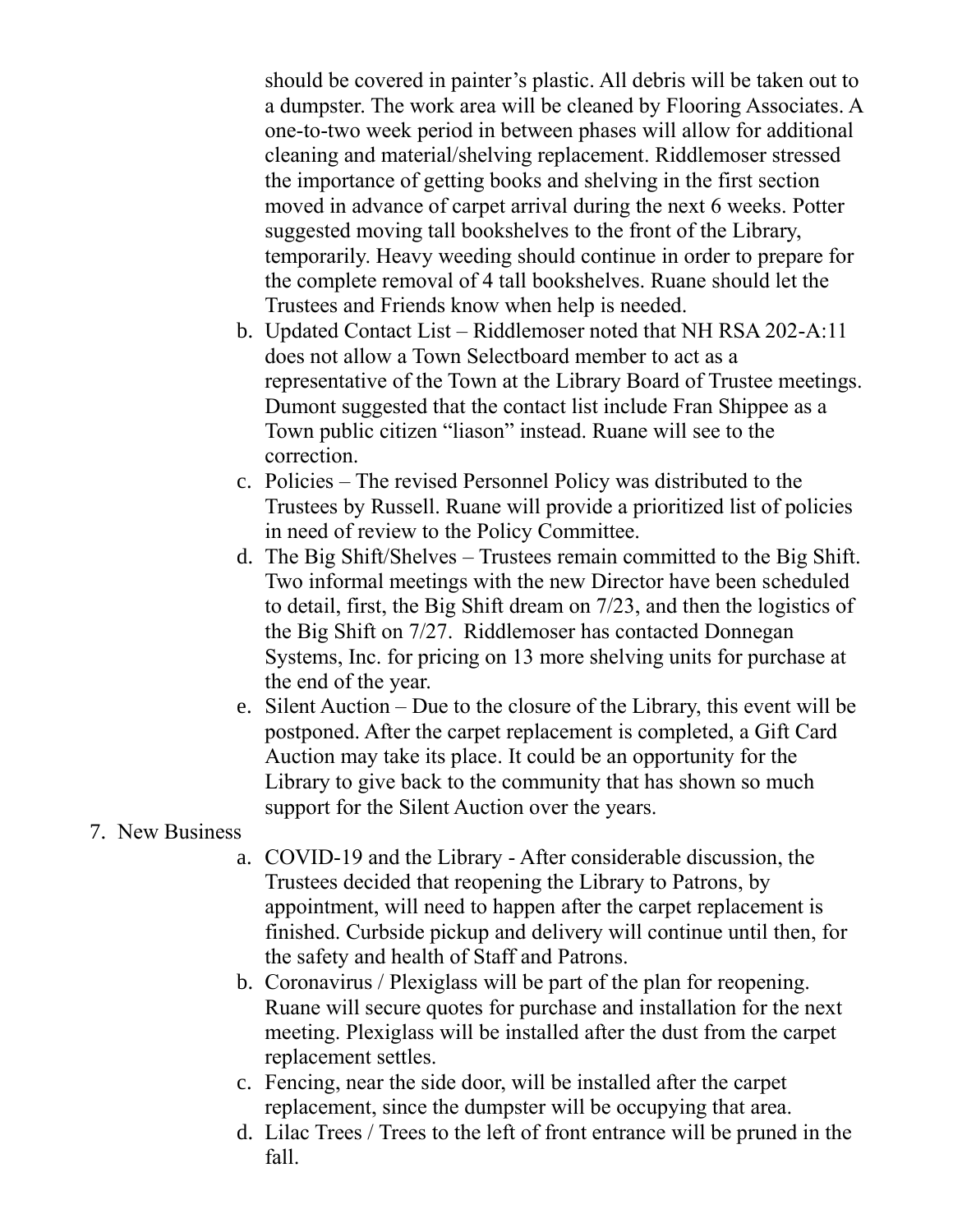should be covered in painter's plastic. All debris will be taken out to a dumpster. The work area will be cleaned by Flooring Associates. A one-to-two week period in between phases will allow for additional cleaning and material/shelving replacement. Riddlemoser stressed the importance of getting books and shelving in the first section moved in advance of carpet arrival during the next 6 weeks. Potter suggested moving tall bookshelves to the front of the Library, temporarily. Heavy weeding should continue in order to prepare for the complete removal of 4 tall bookshelves. Ruane should let the Trustees and Friends know when help is needed.

b. Updated Contact List – Riddlemoser noted that NH RSA 202-A:11 does not allow a Town Selectboard member to act as a representative of the Town at the Library Board of Trustee meetings. Dumont suggested that the contact list include Fran Shippee as a Town public citizen "liason" instead. Ruane will see to the correction.

c. Policies – The revised Personnel Policy was distributed to the Trustees by Russell. Ruane will provide a prioritized list of policies in need of review to the Policy Committee.

d. The Big Shift/Shelves – Trustees remain committed to the Big Shift. Two informal meetings with the new Director have been scheduled to detail, first, the Big Shift dream on 7/23, and then the logistics of the Big Shift on 7/27. Riddlemoser has contacted Donnegan Systems, Inc. for pricing on 13 more shelving units for purchase at the end of the year.

e. Silent Auction – Due to the closure of the Library, this event will be postponed. After the carpet replacement is completed, a Gift Card Auction may take its place. It could be an opportunity for the Library to give back to the community that has shown so much support for the Silent Auction over the years.

7. New Business

a. COVID-19 and the Library - After considerable discussion, the Trustees decided that reopening the Library to Patrons, by appointment, will need to happen after the carpet replacement is finished. Curbside pickup and delivery will continue until then, for the safety and health of Staff and Patrons.

b. Coronavirus / Plexiglass will be part of the plan for reopening. Ruane will secure quotes for purchase and installation for the next meeting. Plexiglass will be installed after the dust from the carpet replacement settles.

c. Fencing, near the side door, will be installed after the carpet replacement, since the dumpster will be occupying that area.

d. Lilac Trees / Trees to the left of front entrance will be pruned in the fall.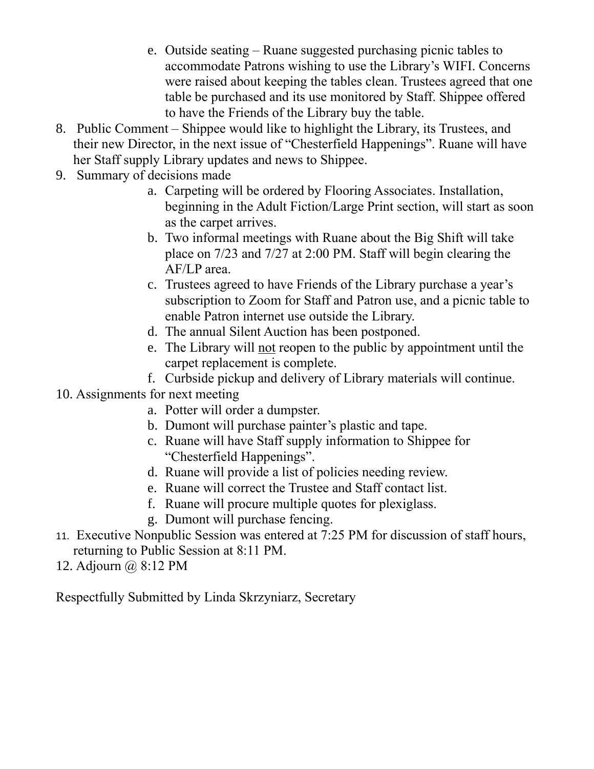e. Outside seating – Ruane suggested purchasing picnic tables to accommodate Patrons wishing to use the Library's WIFI. Concerns were raised about keeping the tables clean. Trustees agreed that one table be purchased and its use monitored by Staff. Shippee offered to have the Friends of the Library buy the table.

8. Public Comment – Shippee would like to highlight the Library, its Trustees, and their new Director, in the next issue of "Chesterfield Happenings". Ruane will have her Staff supply Library updates and news to Shippee.
9. Summary of decisions made
   a. Carpeting will be ordered by Flooring Associates. Installation, beginning in the Adult Fiction/Large Print section, will start as soon as the carpet arrives.
   b. Two informal meetings with Ruane about the Big Shift will take place on 7/23 and 7/27 at 2:00 PM. Staff will begin clearing the AF/LP area.
   c. Trustees agreed to have Friends of the Library purchase a year's subscription to Zoom for Staff and Patron use, and a picnic table to enable Patron internet use outside the Library.
   d. The annual Silent Auction has been postponed.
   e. The Library will <u>not</u> reopen to the public by appointment until the carpet replacement is complete.
   f. Curbside pickup and delivery of Library materials will continue.
10. Assignments for next meeting
    a. Potter will order a dumpster.
    b. Dumont will purchase painter's plastic and tape.
    c. Ruane will have Staff supply information to Shippee for "Chesterfield Happenings".
    d. Ruane will provide a list of policies needing review.
    e. Ruane will correct the Trustee and Staff contact list.
    f. Ruane will procure multiple quotes for plexiglass.
    g. Dumont will purchase fencing.
11. Executive Nonpublic Session was entered at 7:25 PM for discussion of staff hours, returning to Public Session at 8:11 PM.
12. Adjourn @ 8:12 PM

Respectfully Submitted by Linda Skrzyniarz, Secretary